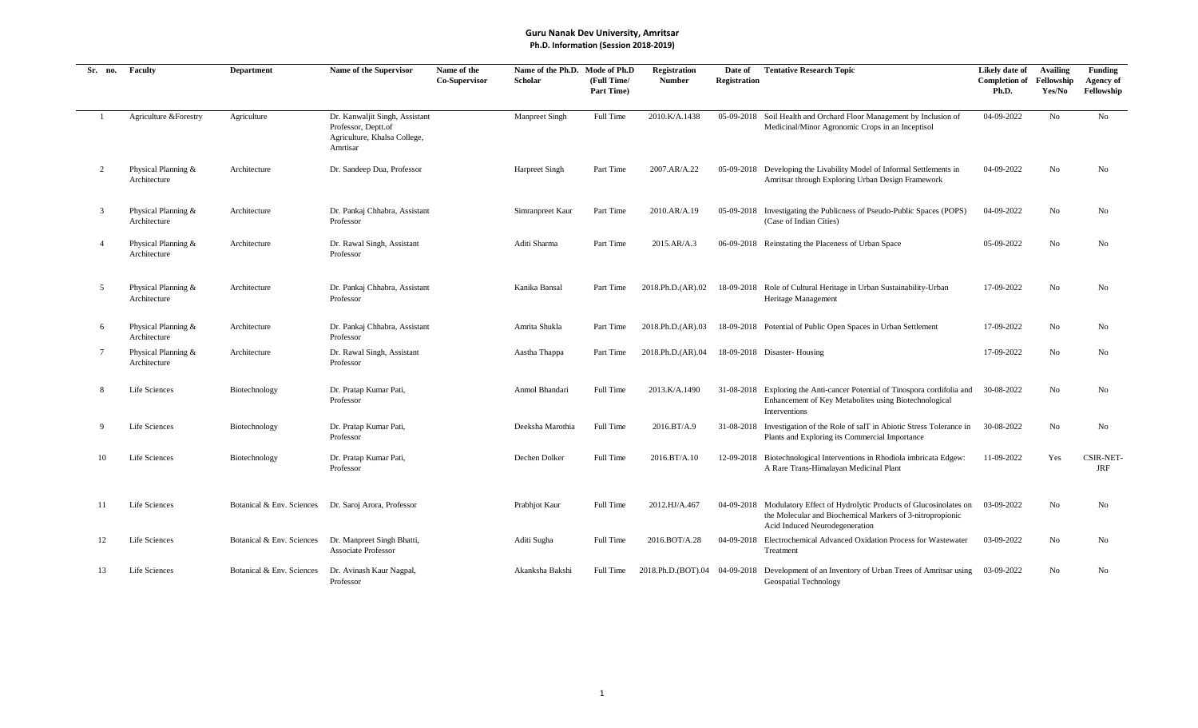**Guru Nanak Dev University, Amritsar**
**Ph.D. Information (Session 2018-2019)**

| Sr. no. | Faculty | Department | Name of the Supervisor | Name of the Co-Supervisor | Name of the Ph.D. Scholar | Mode of Ph.D (Full Time/ Part Time) | Registration Number | Date of Registration | Tentative Research Topic | Likely date of Completion of Ph.D. | Availing Fellowship Yes/No | Funding Agency of Fellowship |
|---|---|---|---|---|---|---|---|---|---|---|---|---|
| 1 | Agriculture &Forestry | Agriculture | Dr. Kanwaljit Singh, Assistant Professor, Deptt.of Agriculture, Khalsa College, Amritsar | | Manpreet Singh | Full Time | 2010.K/A.1438 | 05-09-2018 | Soil Health and Orchard Floor Management by Inclusion of Medicinal/Minor Agronomic Crops in an Inceptisol | 04-09-2022 | No | No |
| 2 | Physical Planning & Architecture | Architecture | Dr. Sandeep Dua, Professor | | Harpreet Singh | Part Time | 2007.AR/A.22 | 05-09-2018 | Developing the Livability Model of Informal Settlements in Amritsar through Exploring Urban Design Framework | 04-09-2022 | No | No |
| 3 | Physical Planning & Architecture | Architecture | Dr. Pankaj Chhabra, Assistant Professor | | Simranpreet Kaur | Part Time | 2010.AR/A.19 | 05-09-2018 | Investigating the Publicness of Pseudo-Public Spaces (POPS) (Case of Indian Cities) | 04-09-2022 | No | No |
| 4 | Physical Planning & Architecture | Architecture | Dr. Rawal Singh, Assistant Professor | | Aditi Sharma | Part Time | 2015.AR/A.3 | 06-09-2018 | Reinstating the Placeness of Urban Space | 05-09-2022 | No | No |
| 5 | Physical Planning & Architecture | Architecture | Dr. Pankaj Chhabra, Assistant Professor | | Kanika Bansal | Part Time | 2018.Ph.D.(AR).02 | 18-09-2018 | Role of Cultural Heritage in Urban Sustainability-Urban Heritage Management | 17-09-2022 | No | No |
| 6 | Physical Planning & Architecture | Architecture | Dr. Pankaj Chhabra, Assistant Professor | | Amrita Shukla | Part Time | 2018.Ph.D.(AR).03 | 18-09-2018 | Potential of Public Open Spaces in Urban Settlement | 17-09-2022 | No | No |
| 7 | Physical Planning & Architecture | Architecture | Dr. Rawal Singh, Assistant Professor | | Aastha Thappa | Part Time | 2018.Ph.D.(AR).04 | 18-09-2018 | Disaster- Housing | 17-09-2022 | No | No |
| 8 | Life Sciences | Biotechnology | Dr. Pratap Kumar Pati, Professor | | Anmol Bhandari | Full Time | 2013.K/A.1490 | 31-08-2018 | Exploring the Anti-cancer Potential of Tinospora cordifolia and Enhancement of Key Metabolites using Biotechnological Interventions | 30-08-2022 | No | No |
| 9 | Life Sciences | Biotechnology | Dr. Pratap Kumar Pati, Professor | | Deeksha Marothia | Full Time | 2016.BT/A.9 | 31-08-2018 | Investigation of the Role of salT in Abiotic Stress Tolerance in Plants and Exploring its Commercial Importance | 30-08-2022 | No | No |
| 10 | Life Sciences | Biotechnology | Dr. Pratap Kumar Pati, Professor | | Dechen Dolker | Full Time | 2016.BT/A.10 | 12-09-2018 | Biotechnological Interventions in Rhodiola imbricata Edgew: A Rare Trans-Himalayan Medicinal Plant | 11-09-2022 | Yes | CSIR-NET-JRF |
| 11 | Life Sciences | Botanical & Env. Sciences | Dr. Saroj Arora, Professor | | Prabhjot Kaur | Full Time | 2012.HJ/A.467 | 04-09-2018 | Modulatory Effect of Hydrolytic Products of Glucosinolates on the Molecular and Biochemical Markers of 3-nitropropionic Acid Induced Neurodegeneration | 03-09-2022 | No | No |
| 12 | Life Sciences | Botanical & Env. Sciences | Dr. Manpreet Singh Bhatti, Associate Professor | | Aditi Sugha | Full Time | 2016.BOT/A.28 | 04-09-2018 | Electrochemical Advanced Oxidation Process for Wastewater Treatment | 03-09-2022 | No | No |
| 13 | Life Sciences | Botanical & Env. Sciences | Dr. Avinash Kaur Nagpal, Professor | | Akanksha Bakshi | Full Time | 2018.Ph.D.(BOT).04 | 04-09-2018 | Development of an Inventory of Urban Trees of Amritsar using Geospatial Technology | 03-09-2022 | No | No |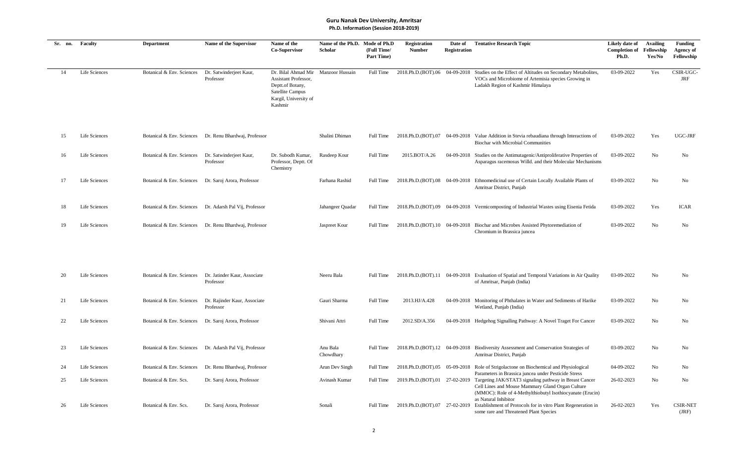# Guru Nanak Dev University, Amritsar

**Ph.D. Information (Session 2018-2019)**

| Sr. no. | Faculty | Department | Name of the Supervisor | Name of the Co-Supervisor | Name of the Ph.D. Scholar | Mode of Ph.D (Full Time/ Part Time) | Registration Number | Date of Registration | Tentative Research Topic | Likely date of Completion of Ph.D. | Availing Fellowship Yes/No | Funding Agency of Fellowship |
|---|---|---|---|---|---|---|---|---|---|---|---|---|
| 14 | Life Sciences | Botanical & Env. Sciences | Dr. Satwinderjeet Kaur, Professor | Dr. Bilal Ahmad Mir Assistant Professor, Deptt.of Botany, Satellite Campus Kargil, University of Kashmir | Manzoor Hussain | Full Time | 2018.Ph.D.(BOT).06 | 04-09-2018 | Studies on the Effect of Altitudes on Secondary Metabolites, VOCs and Microbiome of Artemisia species Growing in Ladakh Region of Kashmir Himalaya | 03-09-2022 | Yes | CSIR-UGC-JRF |
| 15 | Life Sciences | Botanical & Env. Sciences | Dr. Renu Bhardwaj, Professor | | Shalini Dhiman | Full Time | 2018.Ph.D.(BOT).07 | 04-09-2018 | Value Addition in Stevia rebaudiana through Interactions of Biochar with Microbial Communities | 03-09-2022 | Yes | UGC-JRF |
| 16 | Life Sciences | Botanical & Env. Sciences | Dr. Satwinderjeet Kaur, Professor | Dr. Subodh Kumar, Professor, Deptt. Of Chemistry | Rasdeep Kour | Full Time | 2015.BOT/A.26 | 04-09-2018 | Studies on the Antimutagenic/Antiproliferative Properties of Asparagus racemosus Willd. and their Molecular Mechanisms | 03-09-2022 | No | No |
| 17 | Life Sciences | Botanical & Env. Sciences | Dr. Saroj Arora, Professor | | Farhana Rashid | Full Time | 2018.Ph.D.(BOT).08 | 04-09-2018 | Ethnomedicinal use of Certain Locally Available Plants of Amritsar District, Punjab | 03-09-2022 | No | No |
| 18 | Life Sciences | Botanical & Env. Sciences | Dr. Adarsh Pal Vij, Professor | | Jahangeer Quadar | Full Time | 2018.Ph.D.(BOT).09 | 04-09-2018 | Vermicomposting of Industrial Wastes using Eisenia Fetida | 03-09-2022 | Yes | ICAR |
| 19 | Life Sciences | Botanical & Env. Sciences | Dr. Renu Bhardwaj, Professor | | Jaspreet Kour | Full Time | 2018.Ph.D.(BOT).10 | 04-09-2018 | Biochar and Microbes Assisted Phytoremediation of Chromium in Brassica juncea | 03-09-2022 | No | No |
| 20 | Life Sciences | Botanical & Env. Sciences | Dr. Jatinder Kaur, Associate Professor | | Neeru Bala | Full Time | 2018.Ph.D.(BOT).11 | 04-09-2018 | Evaluation of Spatial and Temporal Variations in Air Quality of Amritsar, Punjab (India) | 03-09-2022 | No | No |
| 21 | Life Sciences | Botanical & Env. Sciences | Dr. Rajinder Kaur, Associate Professor | | Gauri Sharma | Full Time | 2013.HJ/A.428 | 04-09-2018 | Monitoring of Phthalates in Water and Sediments of Harike Wetland, Punjab (India) | 03-09-2022 | No | No |
| 22 | Life Sciences | Botanical & Env. Sciences | Dr. Saroj Arora, Professor | | Shivani Attri | Full Time | 2012.SD/A.356 | 04-09-2018 | Hedgehog Signalling Pathway: A Novel Traget For Cancer | 03-09-2022 | No | No |
| 23 | Life Sciences | Botanical & Env. Sciences | Dr. Adarsh Pal Vij, Professor | | Anu Bala Chowdhary | Full Time | 2018.Ph.D.(BOT).12 | 04-09-2018 | Biodiversity Assessment and Conservation Strategies of Amritsar District, Punjab | 03-09-2022 | No | No |
| 24 | Life Sciences | Botanical & Env. Sciences | Dr. Renu Bhardwaj, Professor | | Arun Dev Singh | Full Time | 2018.Ph.D.(BOT).05 | 05-09-2018 | Role of Strigolactone on Biochemical and Physiological Parameters in Brassica juncea under Pesticide Stress | 04-09-2022 | No | No |
| 25 | Life Sciences | Botanical & Env. Scs. | Dr. Saroj Arora, Professor | | Avinash Kumar | Full Time | 2019.Ph.D.(BOT).01 | 27-02-2019 | Targeting JAK/STAT3 signaling pathway in Breast Cancer Cell Lines and Mouse Mammary Gland Organ Culture (MMOC): Role of 4-Methylthiobutyl Isothiocyanate (Erucin) as Natural Inhibitor | 26-02-2023 | No | No |
| 26 | Life Sciences | Botanical & Env. Scs. | Dr. Saroj Arora, Professor | | Sonali | Full Time | 2019.Ph.D.(BOT).07 | 27-02-2019 | Establishment of Protocols for in vitro Plant Regeneration in some rare and Threatened Plant Species | 26-02-2023 | Yes | CSIR-NET (JRF) |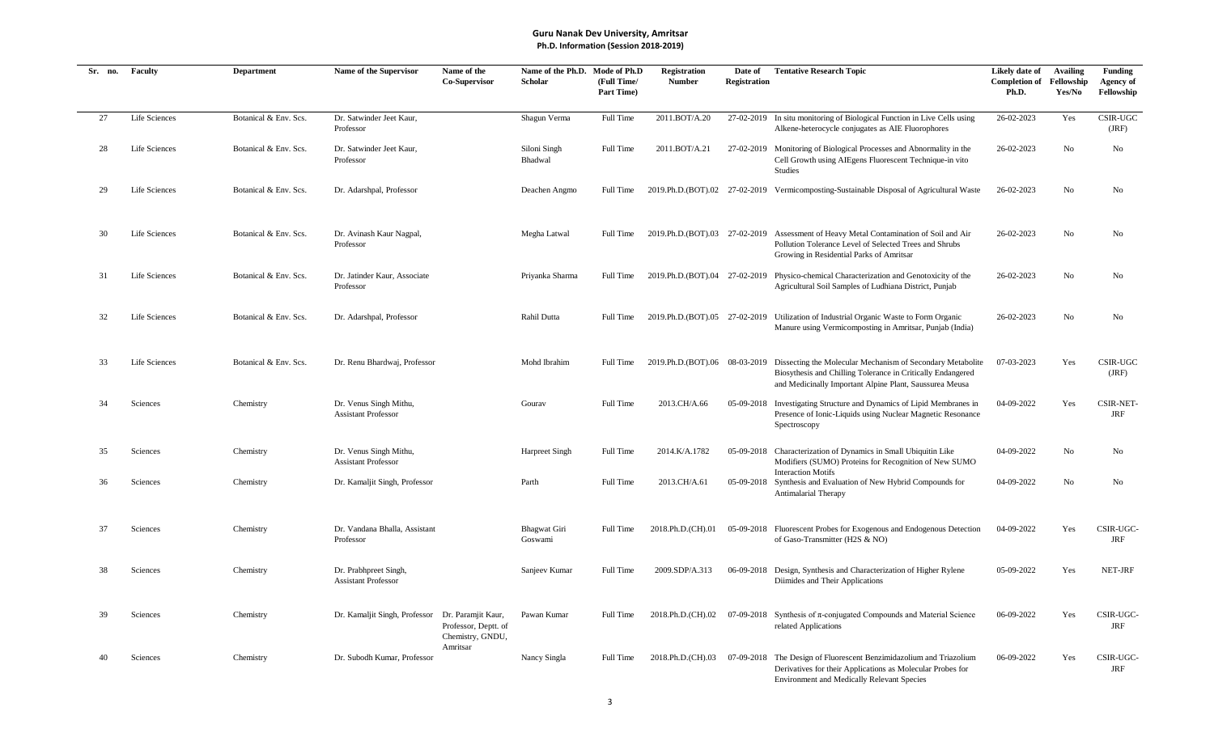# Guru Nanak Dev University, Amritsar

## Ph.D. Information (Session 2018-2019)

| Sr. no. | Faculty | Department | Name of the Supervisor | Name of the Co-Supervisor | Name of the Ph.D. Scholar | Mode of Ph.D (Full Time/ Part Time) | Registration Number | Date of Registration | Tentative Research Topic | Likely date of Completion of Ph.D. | Availing Fellowship Yes/No | Funding Agency of Fellowship |
|---|---|---|---|---|---|---|---|---|---|---|---|---|
| 27 | Life Sciences | Botanical & Env. Scs. | Dr. Satwinder Jeet Kaur, Professor | | Shagun Verma | Full Time | 2011.BOT/A.20 | 27-02-2019 | In situ monitoring of Biological Function in Live Cells using Alkene-heterocycle conjugates as AIE Fluorophores | 26-02-2023 | Yes | CSIR-UGC (JRF) |
| 28 | Life Sciences | Botanical & Env. Scs. | Dr. Satwinder Jeet Kaur, Professor | | Siloni Singh Bhadwal | Full Time | 2011.BOT/A.21 | 27-02-2019 | Monitoring of Biological Processes and Abnormality in the Cell Growth using AIEgens Fluorescent Technique-in vito Studies | 26-02-2023 | No | No |
| 29 | Life Sciences | Botanical & Env. Scs. | Dr. Adarshpal, Professor | | Deachen Angmo | Full Time | 2019.Ph.D.(BOT).02 | 27-02-2019 | Vermicomposting-Sustainable Disposal of Agricultural Waste | 26-02-2023 | No | No |
| 30 | Life Sciences | Botanical & Env. Scs. | Dr. Avinash Kaur Nagpal, Professor | | Megha Latwal | Full Time | 2019.Ph.D.(BOT).03 | 27-02-2019 | Assessment of Heavy Metal Contamination of Soil and Air Pollution Tolerance Level of Selected Trees and Shrubs Growing in Residential Parks of Amritsar | 26-02-2023 | No | No |
| 31 | Life Sciences | Botanical & Env. Scs. | Dr. Jatinder Kaur, Associate Professor | | Priyanka Sharma | Full Time | 2019.Ph.D.(BOT).04 | 27-02-2019 | Physico-chemical Characterization and Genotoxicity of the Agricultural Soil Samples of Ludhiana District, Punjab | 26-02-2023 | No | No |
| 32 | Life Sciences | Botanical & Env. Scs. | Dr. Adarshpal, Professor | | Rahil Dutta | Full Time | 2019.Ph.D.(BOT).05 | 27-02-2019 | Utilization of Industrial Organic Waste to Form Organic Manure using Vermicomposting in Amritsar, Punjab (India) | 26-02-2023 | No | No |
| 33 | Life Sciences | Botanical & Env. Scs. | Dr. Renu Bhardwaj, Professor | | Mohd Ibrahim | Full Time | 2019.Ph.D.(BOT).06 | 08-03-2019 | Dissecting the Molecular Mechanism of Secondary Metabolite Biosynthesis and Chilling Tolerance in Critically Endangered and Medicinally Important Alpine Plant, Saussurea Meusa | 07-03-2023 | Yes | CSIR-UGC (JRF) |
| 34 | Sciences | Chemistry | Dr. Venus Singh Mithu, Assistant Professor | | Gourav | Full Time | 2013.CH/A.66 | 05-09-2018 | Investigating Structure and Dynamics of Lipid Membranes in Presence of Ionic-Liquids using Nuclear Magnetic Resonance Spectroscopy | 04-09-2022 | Yes | CSIR-NET-JRF |
| 35 | Sciences | Chemistry | Dr. Venus Singh Mithu, Assistant Professor | | Harpreet Singh | Full Time | 2014.K/A.1782 | 05-09-2018 | Characterization of Dynamics in Small Ubiquitin Like Modifiers (SUMO) Proteins for Recognition of New SUMO Interaction Motifs | 04-09-2022 | No | No |
| 36 | Sciences | Chemistry | Dr. Kamaljit Singh, Professor | | Parth | Full Time | 2013.CH/A.61 | 05-09-2018 | Synthesis and Evaluation of New Hybrid Compounds for Antimalarial Therapy | 04-09-2022 | No | No |
| 37 | Sciences | Chemistry | Dr. Vandana Bhalla, Assistant Professor | | Bhagwat Giri Goswami | Full Time | 2018.Ph.D.(CH).01 | 05-09-2018 | Fluorescent Probes for Exogenous and Endogenous Detection of Gaso-Transmitter ($H_2S$ & NO) | 04-09-2022 | Yes | CSIR-UGC-JRF |
| 38 | Sciences | Chemistry | Dr. Prabhpreet Singh, Assistant Professor | | Sanjeev Kumar | Full Time | 2009.SDP/A.313 | 06-09-2018 | Design, Synthesis and Characterization of Higher Rylene Diimides and Their Applications | 05-09-2022 | Yes | NET-JRF |
| 39 | Sciences | Chemistry | Dr. Kamaljit Singh, Professor | Dr. Paramjit Kaur, Professor, Deptt. of Chemistry, GNDU, Amritsar | Pawan Kumar | Full Time | 2018.Ph.D.(CH).02 | 07-09-2018 | Synthesis of π-conjugated Compounds and Material Science related Applications | 06-09-2022 | Yes | CSIR-UGC-JRF |
| 40 | Sciences | Chemistry | Dr. Subodh Kumar, Professor | | Nancy Singla | Full Time | 2018.Ph.D.(CH).03 | 07-09-2018 | The Design of Fluorescent Benzimidazolium and Triazolium Derivatives for their Applications as Molecular Probes for Environment and Medically Relevant Species | 06-09-2022 | Yes | CSIR-UGC-JRF |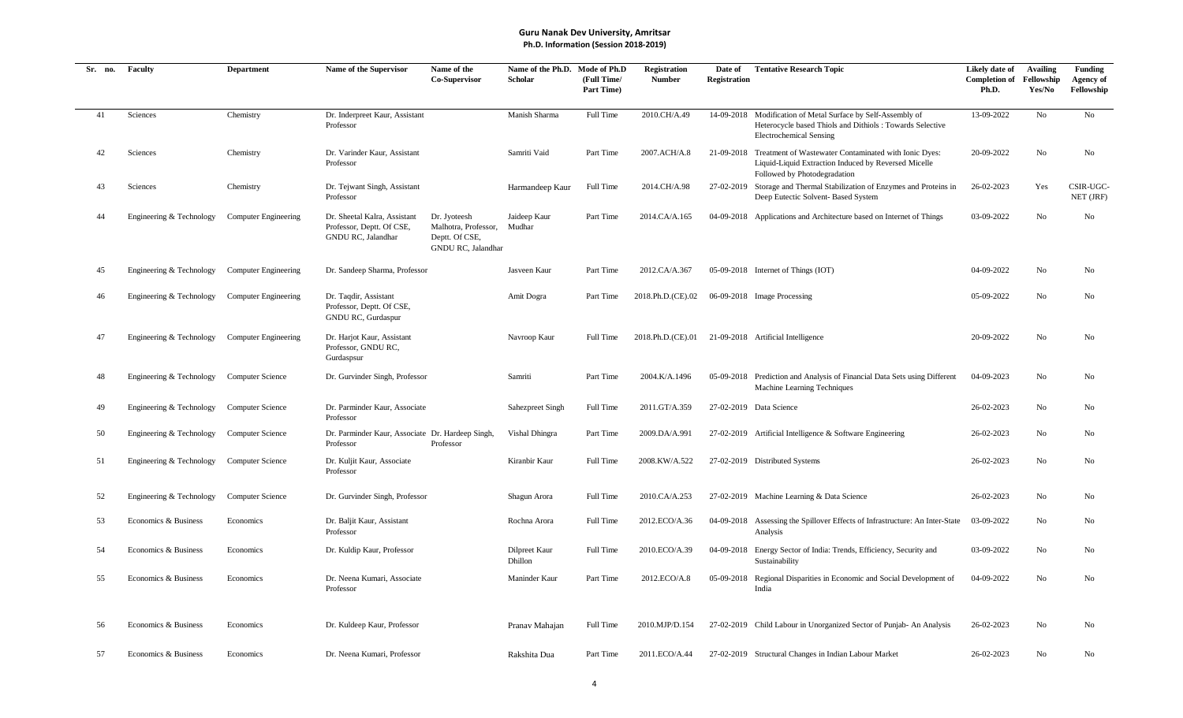**Guru Nanak Dev University, Amritsar**
**Ph.D. Information (Session 2018-2019)**

| Sr. no. | Faculty | Department | Name of the Supervisor | Name of the Co-Supervisor | Name of the Ph.D. Scholar | Mode of Ph.D (Full Time/ Part Time) | Registration Number | Date of Registration | Tentative Research Topic | Likely date of Completion of Ph.D. | Availing Fellowship Yes/No | Funding Agency of Fellowship |
|---|---|---|---|---|---|---|---|---|---|---|---|---|
| 41 | Sciences | Chemistry | Dr. Inderpreet Kaur, Assistant Professor | | Manish Sharma | Full Time | 2010.CH/A.49 | 14-09-2018 | Modification of Metal Surface by Self-Assembly of Heterocycle based Thiols and Dithiols : Towards Selective Electrochemical Sensing | 13-09-2022 | No | No |
| 42 | Sciences | Chemistry | Dr. Varinder Kaur, Assistant Professor | | Samriti Vaid | Part Time | 2007.ACH/A.8 | 21-09-2018 | Treatment of Wastewater Contaminated with Ionic Dyes: Liquid-Liquid Extraction Induced by Reversed Micelle Followed by Photodegradation | 20-09-2022 | No | No |
| 43 | Sciences | Chemistry | Dr. Tejwant Singh, Assistant Professor | | Harmandeep Kaur | Full Time | 2014.CH/A.98 | 27-02-2019 | Storage and Thermal Stabilization of Enzymes and Proteins in Deep Eutectic Solvent- Based System | 26-02-2023 | Yes | CSIR-UGC-NET (JRF) |
| 44 | Engineering & Technology | Computer Engineering | Dr. Sheetal Kalra, Assistant Professor, Deptt. Of CSE, GNDU RC, Jalandhar | Dr. Jyoteesh Malhotra, Professor, Deptt. Of CSE, GNDU RC, Jalandhar | Jaideep Kaur Mudhar | Part Time | 2014.CA/A.165 | 04-09-2018 | Applications and Architecture based on Internet of Things | 03-09-2022 | No | No |
| 45 | Engineering & Technology | Computer Engineering | Dr. Sandeep Sharma, Professor | | Jasveen Kaur | Part Time | 2012.CA/A.367 | 05-09-2018 | Internet of Things (IOT) | 04-09-2022 | No | No |
| 46 | Engineering & Technology | Computer Engineering | Dr. Taqdir, Assistant Professor, Deptt. Of CSE, GNDU RC, Gurdaspur | | Amit Dogra | Part Time | 2018.Ph.D.(CE).02 | 06-09-2018 | Image Processing | 05-09-2022 | No | No |
| 47 | Engineering & Technology | Computer Engineering | Dr. Harjot Kaur, Assistant Professor, GNDU RC, Gurdaspsur | | Navroop Kaur | Full Time | 2018.Ph.D.(CE).01 | 21-09-2018 | Artificial Intelligence | 20-09-2022 | No | No |
| 48 | Engineering & Technology | Computer Science | Dr. Gurvinder Singh, Professor | | Samriti | Part Time | 2004.K/A.1496 | 05-09-2018 | Prediction and Analysis of Financial Data Sets using Different Machine Learning Techniques | 04-09-2023 | No | No |
| 49 | Engineering & Technology | Computer Science | Dr. Parminder Kaur, Associate Professor | | Sahezpreet Singh | Full Time | 2011.GT/A.359 | 27-02-2019 | Data Science | 26-02-2023 | No | No |
| 50 | Engineering & Technology | Computer Science | Dr. Parminder Kaur, Associate Professor | Dr. Hardeep Singh, Professor | Vishal Dhingra | Part Time | 2009.DA/A.991 | 27-02-2019 | Artificial Intelligence & Software Engineering | 26-02-2023 | No | No |
| 51 | Engineering & Technology | Computer Science | Dr. Kuljit Kaur, Associate Professor | | Kiranbir Kaur | Full Time | 2008.KW/A.522 | 27-02-2019 | Distributed Systems | 26-02-2023 | No | No |
| 52 | Engineering & Technology | Computer Science | Dr. Gurvinder Singh, Professor | | Shagun Arora | Full Time | 2010.CA/A.253 | 27-02-2019 | Machine Learning & Data Science | 26-02-2023 | No | No |
| 53 | Economics & Business | Economics | Dr. Baljit Kaur, Assistant Professor | | Rochna Arora | Full Time | 2012.ECO/A.36 | 04-09-2018 | Assessing the Spillover Effects of Infrastructure: An Inter-State Analysis | 03-09-2022 | No | No |
| 54 | Economics & Business | Economics | Dr. Kuldip Kaur, Professor | | Dilpreet Kaur Dhillon | Full Time | 2010.ECO/A.39 | 04-09-2018 | Energy Sector of India: Trends, Efficiency, Security and Sustainability | 03-09-2022 | No | No |
| 55 | Economics & Business | Economics | Dr. Neena Kumari, Associate Professor | | Maninder Kaur | Part Time | 2012.ECO/A.8 | 05-09-2018 | Regional Disparities in Economic and Social Development of India | 04-09-2022 | No | No |
| 56 | Economics & Business | Economics | Dr. Kuldeep Kaur, Professor | | Pranav Mahajan | Full Time | 2010.MJP/D.154 | 27-02-2019 | Child Labour in Unorganized Sector of Punjab- An Analysis | 26-02-2023 | No | No |
| 57 | Economics & Business | Economics | Dr. Neena Kumari, Professor | | Rakshita Dua | Part Time | 2011.ECO/A.44 | 27-02-2019 | Structural Changes in Indian Labour Market | 26-02-2023 | No | No |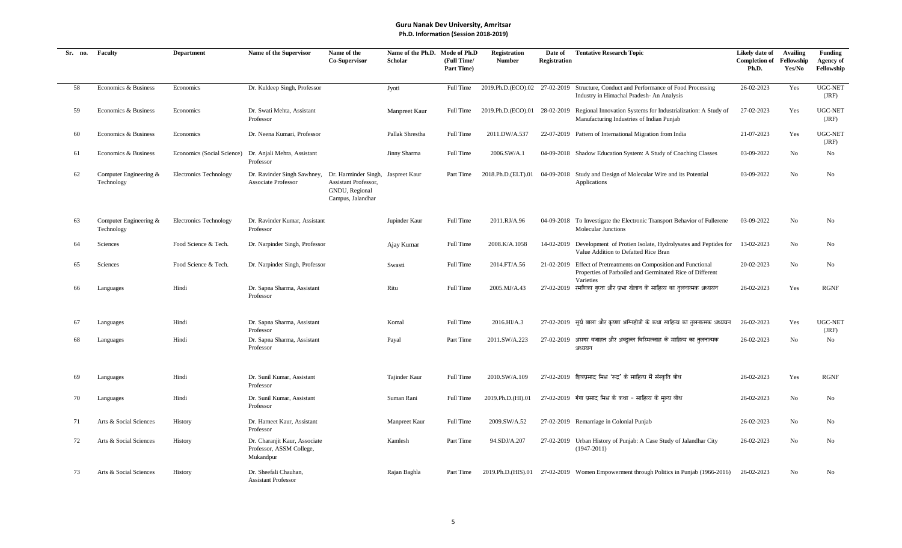**Guru Nanak Dev University, Amritsar**
**Ph.D. Information (Session 2018-2019)**

| Sr. no. | Faculty | Department | Name of the Supervisor | Name of the Co-Supervisor | Name of the Ph.D. Scholar | Mode of Ph.D (Full Time/ Part Time) | Registration Number | Date of Registration | Tentative Research Topic | Likely date of Completion of Ph.D. | Availing Fellowship Yes/No | Funding Agency of Fellowship |
|---|---|---|---|---|---|---|---|---|---|---|---|---|
| 58 | Economics & Business | Economics | Dr. Kuldeep Singh, Professor | | Jyoti | Full Time | 2019.Ph.D.(ECO).02 | 27-02-2019 | Structure, Conduct and Performance of Food Processing Industry in Himachal Pradesh- An Analysis | 26-02-2023 | Yes | UGC-NET (JRF) |
| 59 | Economics & Business | Economics | Dr. Swati Mehta, Assistant Professor | | Manpreet Kaur | Full Time | 2019.Ph.D.(ECO).01 | 28-02-2019 | Regional Innovation Systems for Industrialization: A Study of Manufacturing Industries of Indian Punjab | 27-02-2023 | Yes | UGC-NET (JRF) |
| 60 | Economics & Business | Economics | Dr. Neena Kumari, Professor | | Pallak Shrestha | Full Time | 2011.DW/A.537 | 22-07-2019 | Pattern of International Migration from India | 21-07-2023 | Yes | UGC-NET (JRF) |
| 61 | Economics & Business | Economics (Social Science) | Dr. Anjali Mehra, Assistant Professor | | Jinny Sharma | Full Time | 2006.SW/A.1 | 04-09-2018 | Shadow Education System: A Study of Coaching Classes | 03-09-2022 | No | No |
| 62 | Computer Engineering & Technology | Electronics Technology | Dr. Ravinder Singh Sawhney, Associate Professor | Dr. Harminder Singh, Assistant Professor, GNDU, Regional Campus, Jalandhar | Jaspreet Kaur | Part Time | 2018.Ph.D.(ELT).01 | 04-09-2018 | Study and Design of Molecular Wire and its Potential Applications | 03-09-2022 | No | No |
| 63 | Computer Engineering & Technology | Electronics Technology | Dr. Ravinder Kumar, Assistant Professor | | Jupinder Kaur | Full Time | 2011.RJ/A.96 | 04-09-2018 | To Investigate the Electronic Transport Behavior of Fullerene Molecular Junctions | 03-09-2022 | No | No |
| 64 | Sciences | Food Science & Tech. | Dr. Narpinder Singh, Professor | | Ajay Kumar | Full Time | 2008.K/A.1058 | 14-02-2019 | Development of Protien Isolate, Hydrolysates and Peptides for Value Addition to Defatted Rice Bran | 13-02-2023 | No | No |
| 65 | Sciences | Food Science & Tech. | Dr. Narpinder Singh, Professor | | Swasti | Full Time | 2014.FT/A.56 | 21-02-2019 | Effect of Pretreatments on Composition and Functional Properties of Parboiled and Germinated Rice of Different Varieties | 20-02-2023 | No | No |
| 66 | Languages | Hindi | Dr. Sapna Sharma, Assistant Professor | | Ritu | Full Time | 2005.MJ/A.43 | 27-02-2019 | रमणिका गुप्ता और प्रभा खेतान के साहित्य का तुलनात्मक अध्ययन | 26-02-2023 | Yes | RGNF |
| 67 | Languages | Hindi | Dr. Sapna Sharma, Assistant Professor | | Komal | Full Time | 2016.HI/A.3 | 27-02-2019 | सूर्य बाला और कृष्णा अग्निहोत्री के कथा साहित्य का तुलनात्मक अध्ययन | 26-02-2023 | Yes | UGC-NET (JRF) |
| 68 | Languages | Hindi | Dr. Sapna Sharma, Assistant Professor | | Payal | Part Time | 2011.SW/A.223 | 27-02-2019 | असगर वजाहत और अब्दुल्ल बिस्मिल्लाह के साहित्य का तुलनात्मक अध्ययन | 26-02-2023 | No | No |
| 69 | Languages | Hindi | Dr. Sunil Kumar, Assistant Professor | | Tajinder Kaur | Full Time | 2010.SW/A.109 | 27-02-2019 | शिवप्रसाद मिश्र 'रुद्र' के साहित्य में संस्कृति बोध | 26-02-2023 | Yes | RGNF |
| 70 | Languages | Hindi | Dr. Sunil Kumar, Assistant Professor | | Suman Rani | Full Time | 2019.Ph.D.(HI).01 | 27-02-2019 | गंगा प्रसाद मिश्र के कथा - साहित्य के मूल्य बोध | 26-02-2023 | No | No |
| 71 | Arts & Social Sciences | History | Dr. Harneet Kaur, Assistant Professor | | Manpreet Kaur | Full Time | 2009.SW/A.52 | 27-02-2019 | Remarriage in Colonial Punjab | 26-02-2023 | No | No |
| 72 | Arts & Social Sciences | History | Dr. Charanjit Kaur, Associate Professor, ASSM College, Mukandpur | | Kamlesh | Part Time | 94.SDJ/A.207 | 27-02-2019 | Urban History of Punjab: A Case Study of Jalandhar City (1947-2011) | 26-02-2023 | No | No |
| 73 | Arts & Social Sciences | History | Dr. Sheefali Chauhan, Assistant Professor | | Rajan Baghla | Part Time | 2019.Ph.D.(HIS).01 | 27-02-2019 | Women Empowerment through Politics in Punjab (1966-2016) | 26-02-2023 | No | No |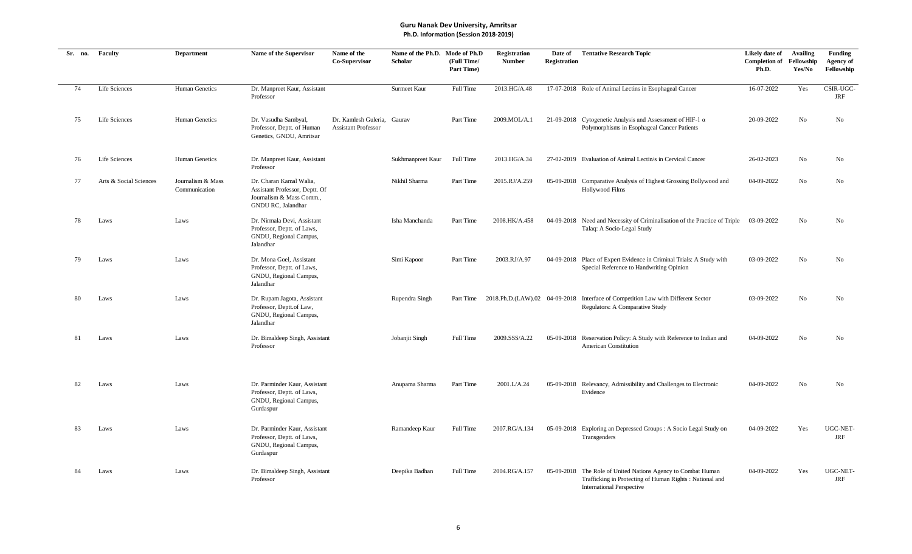**Guru Nanak Dev University, Amritsar**
**Ph.D. Information (Session 2018-2019)**

| Sr. no. | Faculty | Department | Name of the Supervisor | Name of the Co-Supervisor | Name of the Ph.D. Scholar | Mode of Ph.D (Full Time/ Part Time) | Registration Number | Date of Registration | Tentative Research Topic | Likely date of Completion of Ph.D. | Availing Fellowship Yes/No | Funding Agency of Fellowship |
|---|---|---|---|---|---|---|---|---|---|---|---|---|
| 74 | Life Sciences | Human Genetics | Dr. Manpreet Kaur, Assistant Professor | | Surmeet Kaur | Full Time | 2013.HG/A.48 | 17-07-2018 | Role of Animal Lectins in Esophageal Cancer | 16-07-2022 | Yes | CSIR-UGC-JRF |
| 75 | Life Sciences | Human Genetics | Dr. Vasudha Sambyal, Professor, Deptt. of Human Genetics, GNDU, Amritsar | Dr. Kamlesh Guleria, Assistant Professor | Gaurav | Part Time | 2009.MOL/A.1 | 21-09-2018 | Cytogenetic Analysis and Assessment of HIF-1 α Polymorphisms in Esophageal Cancer Patients | 20-09-2022 | No | No |
| 76 | Life Sciences | Human Genetics | Dr. Manpreet Kaur, Assistant Professor | | Sukhmanpreet Kaur | Full Time | 2013.HG/A.34 | 27-02-2019 | Evaluation of Animal Lectin/s in Cervical Cancer | 26-02-2023 | No | No |
| 77 | Arts & Social Sciences | Journalism & Mass Communication | Dr. Charan Kamal Walia, Assistant Professor, Deptt. Of Journalism & Mass Comm., GNDU RC, Jalandhar | | Nikhil Sharma | Part Time | 2015.RJ/A.259 | 05-09-2018 | Comparative Analysis of Highest Grossing Bollywood and Hollywood Films | 04-09-2022 | No | No |
| 78 | Laws | Laws | Dr. Nirmala Devi, Assistant Professor, Deptt. of Laws, GNDU, Regional Campus, Jalandhar | | Isha Manchanda | Part Time | 2008.HK/A.458 | 04-09-2018 | Need and Necessity of Criminalisation of the Practice of Triple Talaq: A Socio-Legal Study | 03-09-2022 | No | No |
| 79 | Laws | Laws | Dr. Mona Goel, Assistant Professor, Deptt. of Laws, GNDU, Regional Campus, Jalandhar | | Simi Kapoor | Part Time | 2003.RJ/A.97 | 04-09-2018 | Place of Expert Evidence in Criminal Trials: A Study with Special Reference to Handwriting Opinion | 03-09-2022 | No | No |
| 80 | Laws | Laws | Dr. Rupam Jagota, Assistant Professor, Deptt.of Law, GNDU, Regional Campus, Jalandhar | | Rupendra Singh | Part Time | 2018.Ph.D.(LAW).02 | 04-09-2018 | Interface of Competition Law with Different Sector Regulators: A Comparative Study | 03-09-2022 | No | No |
| 81 | Laws | Laws | Dr. Bimaldeep Singh, Assistant Professor | | Jobanjit Singh | Full Time | 2009.SSS/A.22 | 05-09-2018 | Reservation Policy: A Study with Reference to Indian and American Constitution | 04-09-2022 | No | No |
| 82 | Laws | Laws | Dr. Parminder Kaur, Assistant Professor, Deptt. of Laws, GNDU, Regional Campus, Gurdaspur | | Anupama Sharma | Part Time | 2001.L/A.24 | 05-09-2018 | Relevancy, Admissibility and Challenges to Electronic Evidence | 04-09-2022 | No | No |
| 83 | Laws | Laws | Dr. Parminder Kaur, Assistant Professor, Deptt. of Laws, GNDU, Regional Campus, Gurdaspur | | Ramandeep Kaur | Full Time | 2007.RG/A.134 | 05-09-2018 | Exploring an Depressed Groups : A Socio Legal Study on Transgenders | 04-09-2022 | Yes | UGC-NET-JRF |
| 84 | Laws | Laws | Dr. Bimaldeep Singh, Assistant Professor | | Deepika Badhan | Full Time | 2004.RG/A.157 | 05-09-2018 | The Role of United Nations Agency to Combat Human Trafficking in Protecting of Human Rights : National and International Perspective | 04-09-2022 | Yes | UGC-NET-JRF |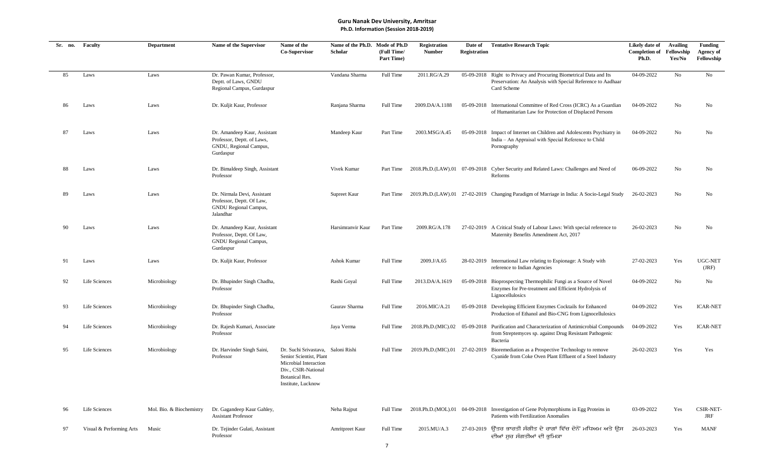**Guru Nanak Dev University, Amritsar**
**Ph.D. Information (Session 2018-2019)**

| Sr. no. | Faculty | Department | Name of the Supervisor | Name of the Co-Supervisor | Name of the Ph.D. Scholar | Mode of Ph.D (Full Time/ Part Time) | Registration Number | Date of Registration | Tentative Research Topic | Likely date of Completion of Ph.D. | Availing Fellowship Yes/No | Funding Agency of Fellowship |
|---|---|---|---|---|---|---|---|---|---|---|---|---|
| 85 | Laws | Laws | Dr. Pawan Kumar, Professor, Deptt. of Laws, GNDU Regional Campus, Gurdaspur | | Vandana Sharma | Full Time | 2011.RG/A.29 | 05-09-2018 | Right to Privacy and Procuring Biometrical Data and Its Preservation: An Analysis with Special Reference to Aadhaar Card Scheme | 04-09-2022 | No | No |
| 86 | Laws | Laws | Dr. Kuljit Kaur, Professor | | Ranjana Sharma | Full Time | 2009.DA/A.1188 | 05-09-2018 | International Committee of Red Cross (ICRC) As a Guardian of Humanitarian Law for Protection of Displaced Persons | 04-09-2022 | No | No |
| 87 | Laws | Laws | Dr. Amandeep Kaur, Assistant Professor, Deptt. of Laws, GNDU, Regional Campus, Gurdaspur | | Mandeep Kaur | Part Time | 2003.MSG/A.45 | 05-09-2018 | Impact of Internet on Children and Adolescents Psychiatry in India – An Appraisal with Special Reference to Child Pornography | 04-09-2022 | No | No |
| 88 | Laws | Laws | Dr. Bimaldeep Singh, Assistant Professor | | Vivek Kumar | Part Time | 2018.Ph.D.(LAW).01 | 07-09-2018 | Cyber Security and Related Laws: Challenges and Need of Reforms | 06-09-2022 | No | No |
| 89 | Laws | Laws | Dr. Nirmala Devi, Assistant Professor, Deptt. Of Law, GNDU Regional Campus, Jalandhar | | Supreet Kaur | Part Time | 2019.Ph.D.(LAW).01 | 27-02-2019 | Changing Paradigm of Marriage in India: A Socio-Legal Study | 26-02-2023 | No | No |
| 90 | Laws | Laws | Dr. Amandeep Kaur, Assistant Professor, Deptt. Of Law, GNDU Regional Campus, Gurdaspur | | Harsimranvir Kaur | Part Time | 2009.RG/A.178 | 27-02-2019 | A Critical Study of Labour Laws: With special reference to Maternity Benefits Amendment Act, 2017 | 26-02-2023 | No | No |
| 91 | Laws | Laws | Dr. Kuljit Kaur, Professor | | Ashok Kumar | Full Time | 2009.J/A.65 | 28-02-2019 | International Law relating to Espionage: A Study with reference to Indian Agencies | 27-02-2023 | Yes | UGC-NET (JRF) |
| 92 | Life Sciences | Microbiology | Dr. Bhupinder Singh Chadha, Professor | | Rashi Goyal | Full Time | 2013.DA/A.1619 | 05-09-2018 | Bioprospecting Thermophilic Fungi as a Source of Novel Enzymes for Pre-treatment and Efficient Hydrolysis of Lignocellulosics | 04-09-2022 | No | No |
| 93 | Life Sciences | Microbiology | Dr. Bhupinder Singh Chadha, Professor | | Gaurav Sharma | Full Time | 2016.MIC/A.21 | 05-09-2018 | Developing Efficient Enzymes Cocktails for Enhanced Production of Ethanol and Bio-CNG from Lignocellulosics | 04-09-2022 | Yes | ICAR-NET |
| 94 | Life Sciences | Microbiology | Dr. Rajesh Kumari, Associate Professor | | Jaya Verma | Full Time | 2018.Ph.D.(MIC).02 | 05-09-2018 | Purification and Characterization of Antimicrobial Compounds from Streptemyces sp. against Drug Resistant Pathogenic Bacteria | 04-09-2022 | Yes | ICAR-NET |
| 95 | Life Sciences | Microbiology | Dr. Harvinder Singh Saini, Professor | Dr. Suchi Srivastava, Senior Scientist, Plant Microbial Interaction Div., CSIR-National Botanical Res. Institute, Lucknow | Saloni Rishi | Full Time | 2019.Ph.D.(MIC).01 | 27-02-2019 | Bioremediation as a Prospective Technology to remove Cyanide from Coke Oven Plant Effluent of a Steel Industry | 26-02-2023 | Yes | Yes |
| 96 | Life Sciences | Mol. Bio. & Biochemistry | Dr. Gagandeep Kaur Gahley, Assistant Professor | | Neha Rajput | Full Time | 2018.Ph.D.(MOL).01 | 04-09-2018 | Investigation of Gene Polymorphisms in Egg Proteins in Patients with Fertilization Anomalies | 03-09-2022 | Yes | CSIR-NET-JRF |
| 97 | Visual & Performing Arts | Music | Dr. Tejinder Gulati, Assistant Professor | | Amritpreet Kaur | Full Time | 2015.MU/A.3 | 27-03-2019 | ਉੱਤਰ ਭਾਰਤੀ ਸੰਗੀਤ ਦੇ ਰਾਗਾਂ ਵਿੱਚ ਦੋਨੋਂ ਮਧਿਅਮ ਅਤੇ ਉਸ ਦੀਆਂ ਸੁਰ ਸੰਗਤੀਆਂ ਦੀ ਭੂਮਿਕਾ | 26-03-2023 | Yes | MANF |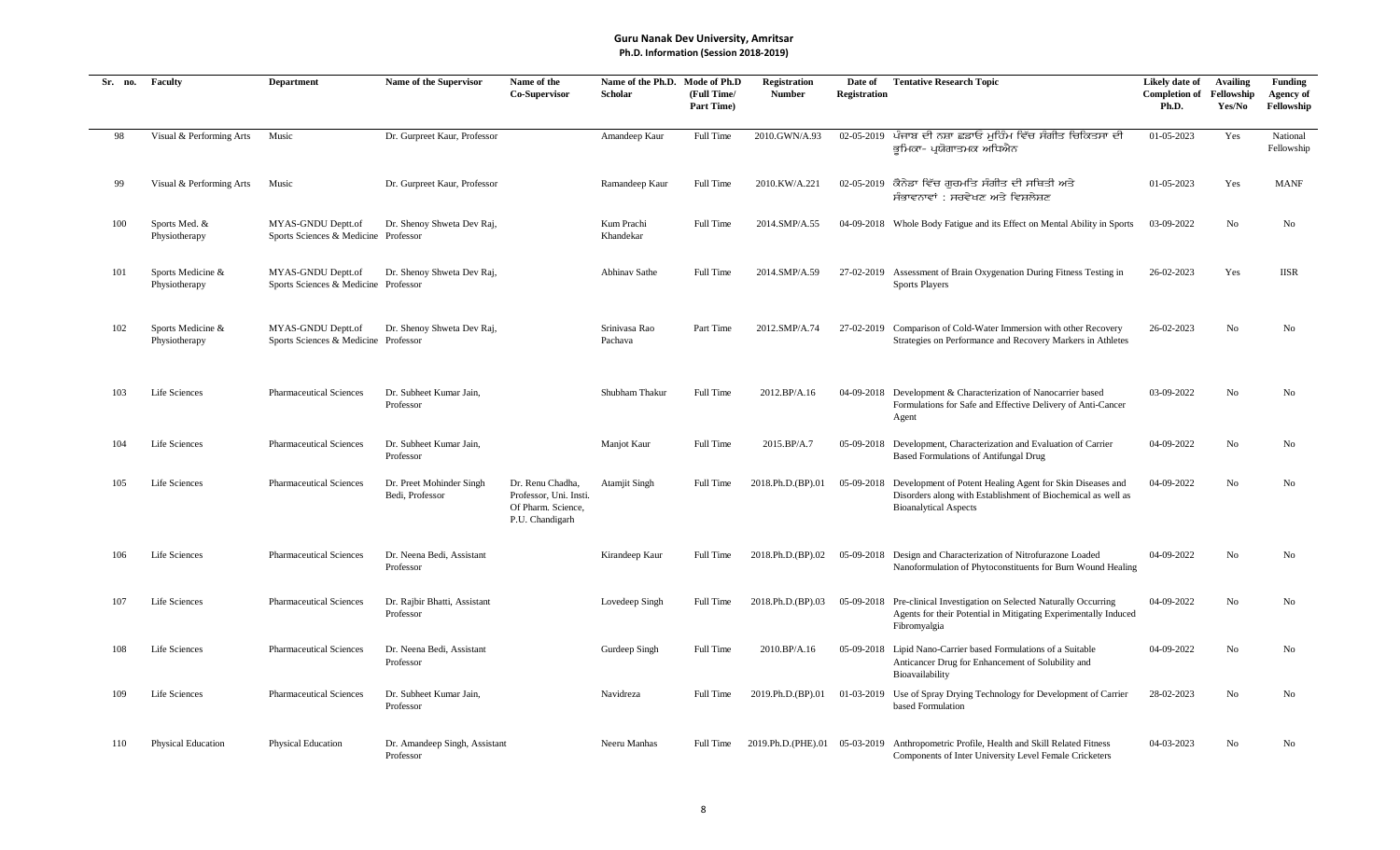# Guru Nanak Dev University, Amritsar

**Ph.D. Information (Session 2018-2019)**

| Sr. no. | Faculty | Department | Name of the Supervisor | Name of the Co-Supervisor | Name of the Ph.D. Scholar | Mode of Ph.D (Full Time/ Part Time) | Registration Number | Date of Registration | Tentative Research Topic | Likely date of Completion of Ph.D. | Availing Fellowship Yes/No | Funding Agency of Fellowship |
|---|---|---|---|---|---|---|---|---|---|---|---|---|
| 98 | Visual & Performing Arts | Music | Dr. Gurpreet Kaur, Professor | | Amandeep Kaur | Full Time | 2010.GWN/A.93 | 02-05-2019 | ਪੰਜਾਬ ਦੀ ਨਸ਼ਾ ਛਡਾਓ ਮੁਹਿੰਮ ਵਿੱਚ ਸੰਗੀਤ ਚਿਕਿਤਸਾ ਦੀ ਭੂਮਿਕਾ- ਪ੍ਰਯੋਗਾਤਮਕ ਅਧਿਐਨ | 01-05-2023 | Yes | National Fellowship |
| 99 | Visual & Performing Arts | Music | Dr. Gurpreet Kaur, Professor | | Ramandeep Kaur | Full Time | 2010.KW/A.221 | 02-05-2019 | ਕੈਨੇਡਾ ਵਿੱਚ ਗੁਰਮਤਿ ਸੰਗੀਤ ਦੀ ਸਥਿਤੀ ਅਤੇ ਸੰਭਾਵਨਾਵਾਂ : ਸਰਵੇਖਣ ਅਤੇ ਵਿਸ਼ਲੇਸ਼ਣ | 01-05-2023 | Yes | MANF |
| 100 | Sports Med. & Physiotherapy | MYAS-GNDU Deptt.of Sports Sciences & Medicine | Dr. Shenoy Shweta Dev Raj, Professor | | Kum Prachi Khandekar | Full Time | 2014.SMP/A.55 | 04-09-2018 | Whole Body Fatigue and its Effect on Mental Ability in Sports | 03-09-2022 | No | No |
| 101 | Sports Medicine & Physiotherapy | MYAS-GNDU Deptt.of Sports Sciences & Medicine | Dr. Shenoy Shweta Dev Raj, Professor | | Abhinav Sathe | Full Time | 2014.SMP/A.59 | 27-02-2019 | Assessment of Brain Oxygenation During Fitness Testing in Sports Players | 26-02-2023 | Yes | IISR |
| 102 | Sports Medicine & Physiotherapy | MYAS-GNDU Deptt.of Sports Sciences & Medicine | Dr. Shenoy Shweta Dev Raj, Professor | | Srinivasa Rao Pachava | Part Time | 2012.SMP/A.74 | 27-02-2019 | Comparison of Cold-Water Immersion with other Recovery Strategies on Performance and Recovery Markers in Athletes | 26-02-2023 | No | No |
| 103 | Life Sciences | Pharmaceutical Sciences | Dr. Subheet Kumar Jain, Professor | | Shubham Thakur | Full Time | 2012.BP/A.16 | 04-09-2018 | Development & Characterization of Nanocarrier based Formulations for Safe and Effective Delivery of Anti-Cancer Agent | 03-09-2022 | No | No |
| 104 | Life Sciences | Pharmaceutical Sciences | Dr. Subheet Kumar Jain, Professor | | Manjot Kaur | Full Time | 2015.BP/A.7 | 05-09-2018 | Development, Characterization and Evaluation of Carrier Based Formulations of Antifungal Drug | 04-09-2022 | No | No |
| 105 | Life Sciences | Pharmaceutical Sciences | Dr. Preet Mohinder Singh Bedi, Professor | Dr. Renu Chadha, Professor, Uni. Insti. Of Pharm. Science, P.U. Chandigarh | Atamjit Singh | Full Time | 2018.Ph.D.(BP).01 | 05-09-2018 | Development of Potent Healing Agent for Skin Diseases and Disorders along with Establishment of Biochemical as well as Bioanalytical Aspects | 04-09-2022 | No | No |
| 106 | Life Sciences | Pharmaceutical Sciences | Dr. Neena Bedi, Assistant Professor | | Kirandeep Kaur | Full Time | 2018.Ph.D.(BP).02 | 05-09-2018 | Design and Characterization of Nitrofurazone Loaded Nanoformulation of Phytoconstituents for Burn Wound Healing | 04-09-2022 | No | No |
| 107 | Life Sciences | Pharmaceutical Sciences | Dr. Rajbir Bhatti, Assistant Professor | | Lovedeep Singh | Full Time | 2018.Ph.D.(BP).03 | 05-09-2018 | Pre-clinical Investigation on Selected Naturally Occurring Agents for their Potential in Mitigating Experimentally Induced Fibromyalgia | 04-09-2022 | No | No |
| 108 | Life Sciences | Pharmaceutical Sciences | Dr. Neena Bedi, Assistant Professor | | Gurdeep Singh | Full Time | 2010.BP/A.16 | 05-09-2018 | Lipid Nano-Carrier based Formulations of a Suitable Anticancer Drug for Enhancement of Solubility and Bioavailability | 04-09-2022 | No | No |
| 109 | Life Sciences | Pharmaceutical Sciences | Dr. Subheet Kumar Jain, Professor | | Navidreza | Full Time | 2019.Ph.D.(BP).01 | 01-03-2019 | Use of Spray Drying Technology for Development of Carrier based Formulation | 28-02-2023 | No | No |
| 110 | Physical Education | Physical Education | Dr. Amandeep Singh, Assistant Professor | | Neeru Manhas | Full Time | 2019.Ph.D.(PHE).01 | 05-03-2019 | Anthropometric Profile, Health and Skill Related Fitness Components of Inter University Level Female Cricketers | 04-03-2023 | No | No |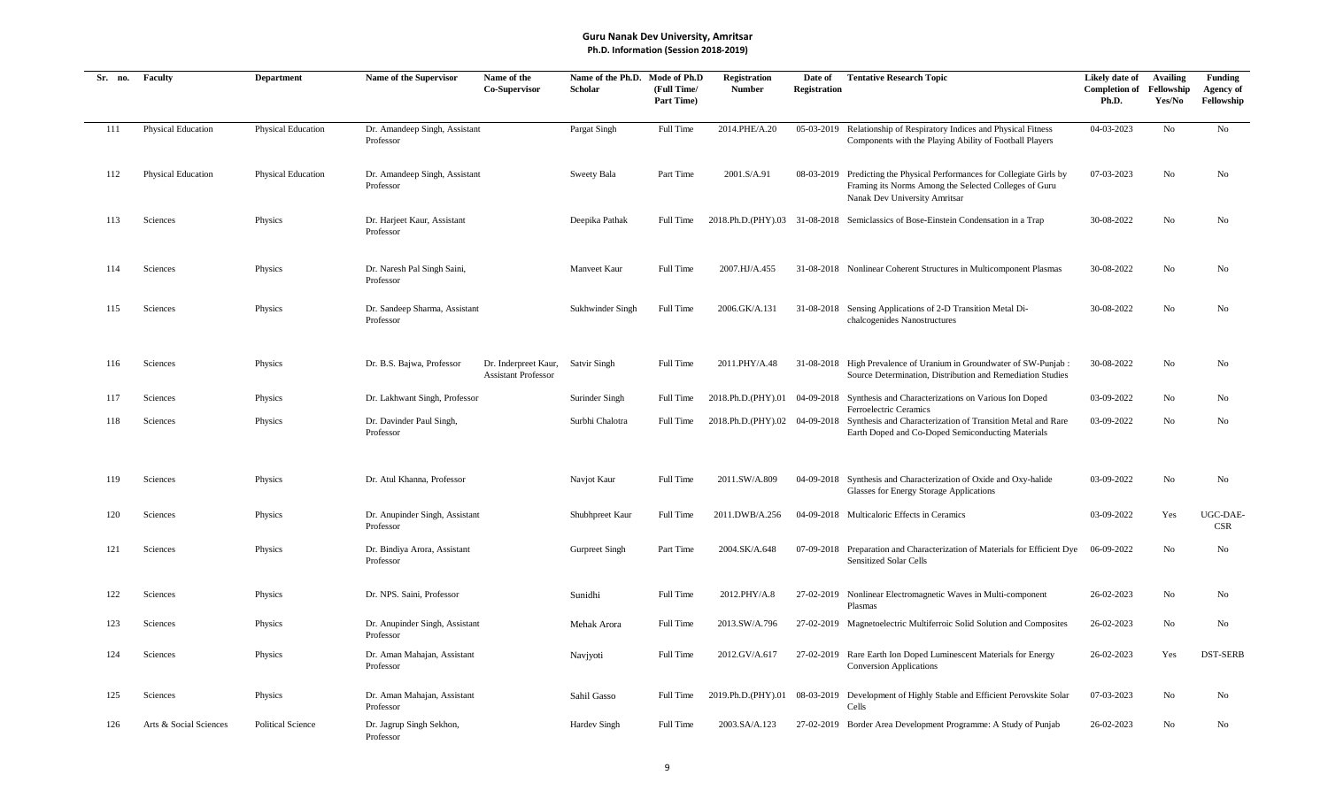**Guru Nanak Dev University, Amritsar**
**Ph.D. Information (Session 2018-2019)**

| Sr. no. | Faculty | Department | Name of the Supervisor | Name of the Co-Supervisor | Name of the Ph.D. Scholar | Mode of Ph.D (Full Time/ Part Time) | Registration Number | Date of Registration | Tentative Research Topic | Likely date of Completion of Ph.D. | Availing Fellowship Yes/No | Funding Agency of Fellowship |
|---|---|---|---|---|---|---|---|---|---|---|---|---|
| 111 | Physical Education | Physical Education | Dr. Amandeep Singh, Assistant Professor | | Pargat Singh | Full Time | 2014.PHE/A.20 | 05-03-2019 | Relationship of Respiratory Indices and Physical Fitness Components with the Playing Ability of Football Players | 04-03-2023 | No | No |
| 112 | Physical Education | Physical Education | Dr. Amandeep Singh, Assistant Professor | | Sweety Bala | Part Time | 2001.S/A.91 | 08-03-2019 | Predicting the Physical Performances for Collegiate Girls by Framing its Norms Among the Selected Colleges of Guru Nanak Dev University Amritsar | 07-03-2023 | No | No |
| 113 | Sciences | Physics | Dr. Harjeet Kaur, Assistant Professor | | Deepika Pathak | Full Time | 2018.Ph.D.(PHY).03 | 31-08-2018 | Semiclassics of Bose-Einstein Condensation in a Trap | 30-08-2022 | No | No |
| 114 | Sciences | Physics | Dr. Naresh Pal Singh Saini, Professor | | Manveet Kaur | Full Time | 2007.HJ/A.455 | 31-08-2018 | Nonlinear Coherent Structures in Multicomponent Plasmas | 30-08-2022 | No | No |
| 115 | Sciences | Physics | Dr. Sandeep Sharma, Assistant Professor | | Sukhwinder Singh | Full Time | 2006.GK/A.131 | 31-08-2018 | Sensing Applications of 2-D Transition Metal Di-chalcogenides Nanostructures | 30-08-2022 | No | No |
| 116 | Sciences | Physics | Dr. B.S. Bajwa, Professor | Dr. Inderpreet Kaur, Assistant Professor | Satvir Singh | Full Time | 2011.PHY/A.48 | 31-08-2018 | High Prevalence of Uranium in Groundwater of SW-Punjab : Source Determination, Distribution and Remediation Studies | 30-08-2022 | No | No |
| 117 | Sciences | Physics | Dr. Lakhwant Singh, Professor | | Surinder Singh | Full Time | 2018.Ph.D.(PHY).01 | 04-09-2018 | Synthesis and Characterizations on Various Ion Doped Ferroelectric Ceramics | 03-09-2022 | No | No |
| 118 | Sciences | Physics | Dr. Davinder Paul Singh, Professor | | Surbhi Chalotra | Full Time | 2018.Ph.D.(PHY).02 | 04-09-2018 | Synthesis and Characterization of Transition Metal and Rare Earth Doped and Co-Doped Semiconducting Materials | 03-09-2022 | No | No |
| 119 | Sciences | Physics | Dr. Atul Khanna, Professor | | Navjot Kaur | Full Time | 2011.SW/A.809 | 04-09-2018 | Synthesis and Characterization of Oxide and Oxy-halide Glasses for Energy Storage Applications | 03-09-2022 | No | No |
| 120 | Sciences | Physics | Dr. Anupinder Singh, Assistant Professor | | Shubhpreet Kaur | Full Time | 2011.DWB/A.256 | 04-09-2018 | Multicaloric Effects in Ceramics | 03-09-2022 | Yes | UGC-DAE-CSR |
| 121 | Sciences | Physics | Dr. Bindiya Arora, Assistant Professor | | Gurpreet Singh | Part Time | 2004.SK/A.648 | 07-09-2018 | Preparation and Characterization of Materials for Efficient Dye Sensitized Solar Cells | 06-09-2022 | No | No |
| 122 | Sciences | Physics | Dr. NPS. Saini, Professor | | Sunidhi | Full Time | 2012.PHY/A.8 | 27-02-2019 | Nonlinear Electromagnetic Waves in Multi-component Plasmas | 26-02-2023 | No | No |
| 123 | Sciences | Physics | Dr. Anupinder Singh, Assistant Professor | | Mehak Arora | Full Time | 2013.SW/A.796 | 27-02-2019 | Magnetoelectric Multiferroic Solid Solution and Composites | 26-02-2023 | No | No |
| 124 | Sciences | Physics | Dr. Aman Mahajan, Assistant Professor | | Navjyoti | Full Time | 2012.GV/A.617 | 27-02-2019 | Rare Earth Ion Doped Luminescent Materials for Energy Conversion Applications | 26-02-2023 | Yes | DST-SERB |
| 125 | Sciences | Physics | Dr. Aman Mahajan, Assistant Professor | | Sahil Gasso | Full Time | 2019.Ph.D.(PHY).01 | 08-03-2019 | Development of Highly Stable and Efficient Perovskite Solar Cells | 07-03-2023 | No | No |
| 126 | Arts & Social Sciences | Political Science | Dr. Jagrup Singh Sekhon, Professor | | Hardev Singh | Full Time | 2003.SA/A.123 | 27-02-2019 | Border Area Development Programme: A Study of Punjab | 26-02-2023 | No | No |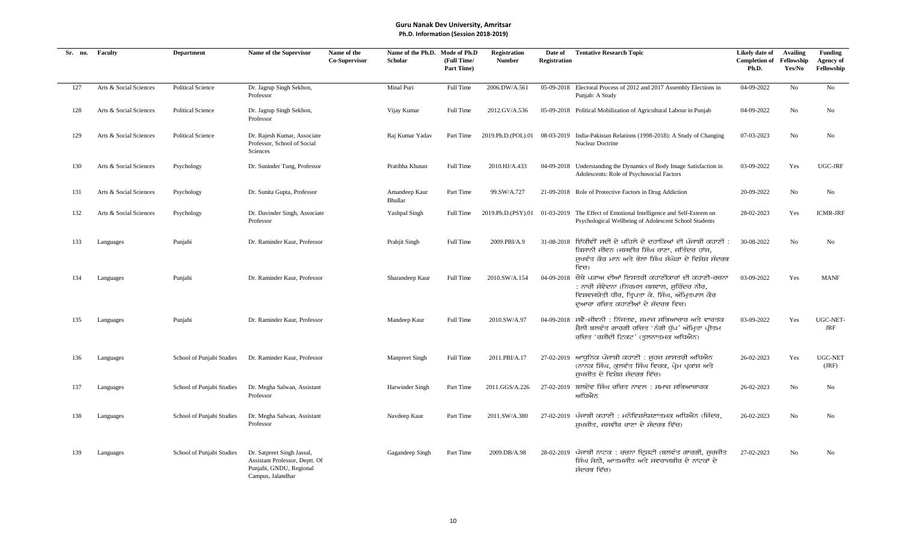**Guru Nanak Dev University, Amritsar**
**Ph.D. Information (Session 2018-2019)**

| Sr. no. | Faculty | Department | Name of the Supervisor | Name of the Co-Supervisor | Name of the Ph.D. Scholar | Mode of Ph.D (Full Time/ Part Time) | Registration Number | Date of Registration | Tentative Research Topic | Likely date of Completion of Ph.D. | Availing Fellowship Yes/No | Funding Agency of Fellowship |
|---|---|---|---|---|---|---|---|---|---|---|---|---|
| 127 | Arts & Social Sciences | Political Science | Dr. Jagrup Singh Sekhon, Professor | | Minal Puri | Full Time | 2006.DW/A.561 | 05-09-2018 | Electoral Process of 2012 and 2017 Assembly Elections in Punjab: A Study | 04-09-2022 | No | No |
| 128 | Arts & Social Sciences | Political Science | Dr. Jagrup Singh Sekhon, Professor | | Vijay Kumar | Full Time | 2012.GV/A.536 | 05-09-2018 | Political Mobilization of Agricultural Labour in Punjab | 04-09-2022 | No | No |
| 129 | Arts & Social Sciences | Political Science | Dr. Rajesh Kumar, Associate Professor, School of Social Sciences | | Raj Kumar Yadav | Part Time | 2019.Ph.D.(POL).01 | 08-03-2019 | India-Pakistan Relations (1998-2018): A Study of Changing Nuclear Doctrine | 07-03-2023 | No | No |
| 130 | Arts & Social Sciences | Psychology | Dr. Suninder Tung, Professor | | Pratibha Khutan | Full Time | 2010.HJ/A.433 | 04-09-2018 | Understanding the Dynamics of Body Image Satisfaction in Adolescents: Role of Psychosocial Factors | 03-09-2022 | Yes | UGC-JRF |
| 131 | Arts & Social Sciences | Psychology | Dr. Sunita Gupta, Professor | | Amandeep Kaur Bhullar | Part Time | 99.SW/A.727 | 21-09-2018 | Role of Protective Factors in Drug Addiction | 20-09-2022 | No | No |
| 132 | Arts & Social Sciences | Psychology | Dr. Davinder Singh, Associate Professor | | Yashpal Singh | Full Time | 2019.Ph.D.(PSY).01 | 01-03-2019 | The Effect of Emotional Intelligence and Self-Esteem on Psychological Wellbeing of Adolescent School Students | 28-02-2023 | Yes | ICMR-JRF |
| 133 | Languages | Punjabi | Dr. Raminder Kaur, Professor | | Prabjit Singh | Full Time | 2009.PBI/A.9 | 31-08-2018 | ਇੱਕੀਵੀਂ ਸਦੀ ਦੇ ਪਹਿਲੇ ਦੋ ਦਹਾਕਿਆਂ ਦੀ ਪੰਜਾਬੀ ਕਹਾਣੀ : ਕਿਸਾਨੀ ਜੀਵਨ (ਜਸਵੀਰ ਸਿੰਘ ਰਾਣਾ, ਜਤਿੰਦਰ ਹਾਂਸ, ਸੁਖਵੰਤ ਕੌਰ ਮਾਨ ਅਤੇ ਭੋਲਾ ਸਿੰਘ ਸੰਘੇੜਾ ਦੇ ਵਿਸ਼ੇਸ਼ ਸੰਦਰਭ ਵਿਚ) | 30-08-2022 | No | No |
| 134 | Languages | Punjabi | Dr. Raminder Kaur, Professor | | Sharandeep Kaur | Full Time | 2010.SW/A.154 | 04-09-2018 | ਚੌਥੇ ਪੜਾਅ ਦੀਆਂ ਇਸਤਰੀ ਕਹਾਣੀਕਾਰਾਂ ਦੀ ਕਹਾਣੀ-ਰਚਨਾ : ਨਾਰੀ ਸੰਵੇਦਨਾ (ਨਿਰਮਲ ਜਸਵਾਲ, ਸੁਰਿੰਦਰ ਨੀਰ, ਵਿਸ਼ਵਜਯੋਤੀ ਧੀਰ, ਤ੍ਰਿਪਤਾ ਕੇ. ਸਿੰਘ, ਅੰਮ੍ਰਿਤਪਾਲ ਕੌਰ ਦੁਆਰਾ ਰਚਿਤ ਕਹਾਣੀਆਂ ਦੇ ਸੰਦਰਭ ਵਿਚ) | 03-09-2022 | Yes | MANF |
| 135 | Languages | Punjabi | Dr. Raminder Kaur, Professor | | Mandeep Kaur | Full Time | 2010.SW/A.97 | 04-09-2018 | ਸਵੈ-ਜੀਵਨੀ : ਨਿੱਜਤਵ, ਸਮਾਜ ਸਭਿਆਚਾਰ ਅਤੇ ਵਾਰਤਕ ਸ਼ੈਲੀ ਬਲਵੰਤ ਗਾਰਗੀ ਰਚਿਤ 'ਨੰਗੀ ਧੁੱਪ' ਅੰਮ੍ਰਿਤਾ ਪ੍ਰੀਤਮ ਰਚਿਤ 'ਰਸੀਦੀ ਟਿਕਟ' (ਤੁਲਨਾਤਮਕ ਅਧਿਐਨ) | 03-09-2022 | Yes | UGC-NET-JRF |
| 136 | Languages | School of Punjabi Studies | Dr. Raminder Kaur, Professor | | Manpreet Singh | Full Time | 2011.PBI/A.17 | 27-02-2019 | ਆਧੁਨਿਕ ਪੰਜਾਬੀ ਕਹਾਣੀ : ਸੁਹਜ ਸ਼ਾਸਤਰੀ ਅਧਿਐਨ (ਨਾਨਕ ਸਿੰਘ, ਕੁਲਵੰਤ ਸਿੰਘ ਵਿਰਕ, ਪ੍ਰੇਮ ਪ੍ਰਕਾਸ਼ ਅਤੇ ਸੁਖਜੀਤ ਦੇ ਵਿਸ਼ੇਸ਼ ਸੰਦਰਭ ਵਿੱਚ) | 26-02-2023 | Yes | UGC-NET (JRF) |
| 137 | Languages | School of Punjabi Studies | Dr. Megha Salwan, Assistant Professor | | Harwinder Singh | Part Time | 2011.GGS/A.226 | 27-02-2019 | ਬਲਦੇਵ ਸਿੰਘ ਰਚਿਤ ਨਾਵਲ : ਸਮਾਜ ਸਭਿਆਚਾਰਕ ਅਧਿਐਨ | 26-02-2023 | No | No |
| 138 | Languages | School of Punjabi Studies | Dr. Megha Salwan, Assistant Professor | | Navdeep Kaur | Part Time | 2011.SW/A.380 | 27-02-2019 | ਪੰਜਾਬੀ ਕਹਾਣੀ : ਮਨੋਵਿਸ਼ਲੇਸ਼ਣਾਤਮਕ ਅਧਿਐਨ (ਜਿੰਦਰ, ਸੁਖਜੀਤ, ਜਸਵੀਰ ਰਾਣਾ ਦੇ ਸੰਦਰਭ ਵਿੱਚ) | 26-02-2023 | No | No |
| 139 | Languages | School of Punjabi Studies | Dr. Satpreet Singh Jassal, Assistant Professor, Deptt. Of Punjabi, GNDU, Regional Campus, Jalandhar | | Gagandeep Singh | Part Time | 2009.DB/A.98 | 28-02-2019 | ਪੰਜਾਬੀ ਨਾਟਕ : ਰਚਨਾ ਦ੍ਰਿਸ਼ਟੀ (ਬਲਵੰਤ ਗਾਰਗੀ, ਸੁਰਜੀਤ ਸਿੰਘ ਸੇਠੀ, ਆਤਮਜੀਤ ਅਤੇ ਸਵਰਾਜਬੀਰ ਦੇ ਨਾਟਕਾਂ ਦੇ ਸੰਦਰਭ ਵਿੱਚ) | 27-02-2023 | No | No |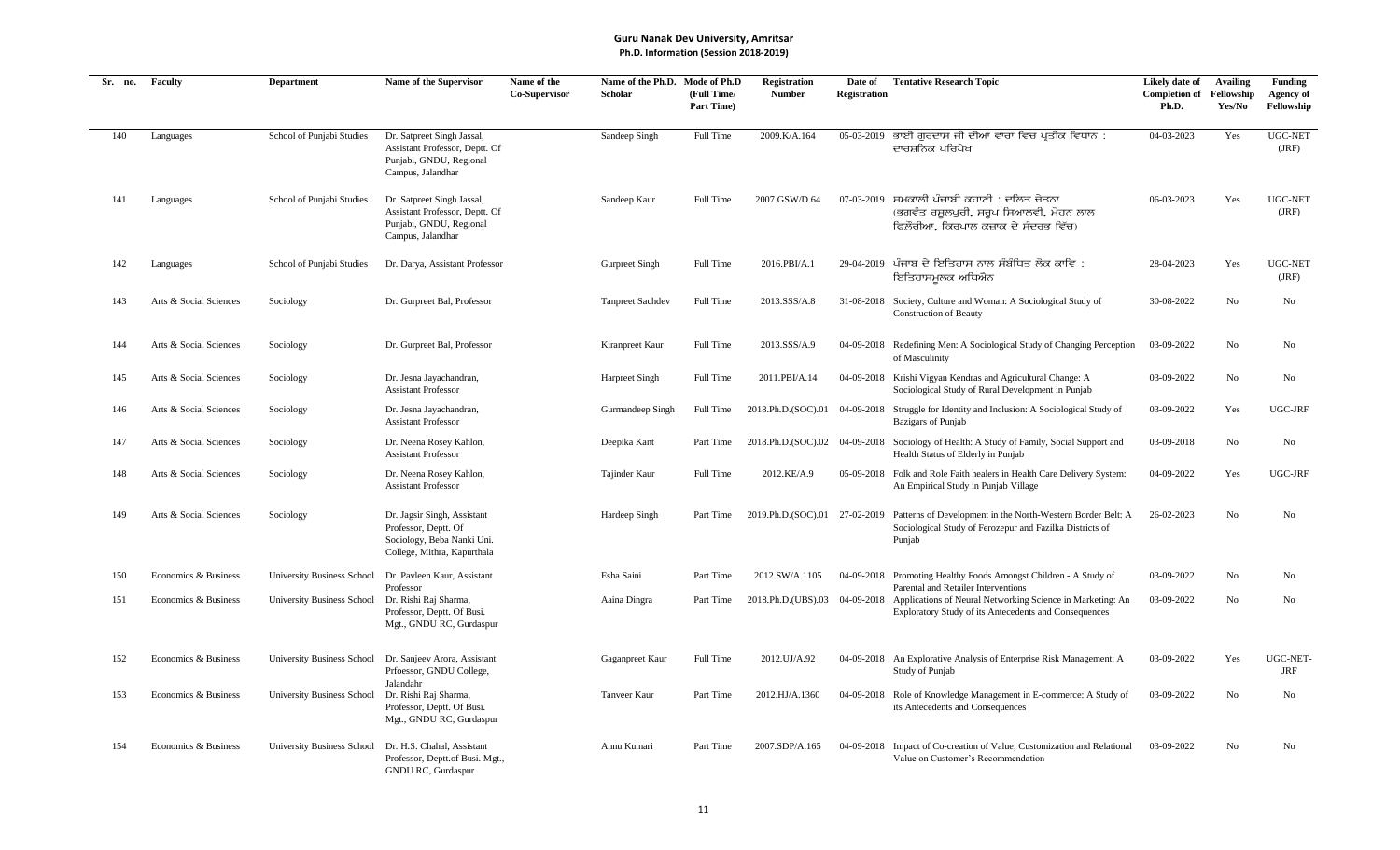**Guru Nanak Dev University, Amritsar**
**Ph.D. Information (Session 2018-2019)**

| Sr. no. | Faculty | Department | Name of the Supervisor | Name of the Co-Supervisor | Name of the Ph.D. Scholar | Mode of Ph.D (Full Time/ Part Time) | Registration Number | Date of Registration | Tentative Research Topic | Likely date of Completion of Ph.D. | Availing Fellowship Yes/No | Funding Agency of Fellowship |
|---|---|---|---|---|---|---|---|---|---|---|---|---|
| 140 | Languages | School of Punjabi Studies | Dr. Satpreet Singh Jassal, Assistant Professor, Deptt. Of Punjabi, GNDU, Regional Campus, Jalandhar | | Sandeep Singh | Full Time | 2009.K/A.164 | 05-03-2019 | ਭਾਈ ਗੁਰਦਾਸ ਜੀ ਦੀਆਂ ਵਾਰਾਂ ਵਿਚ ਪ੍ਰਤੀਕ ਵਿਧਾਨ : ਦਾਰਸ਼ਨਿਕ ਪਰਿਪੇਖ | 04-03-2023 | Yes | UGC-NET (JRF) |
| 141 | Languages | School of Punjabi Studies | Dr. Satpreet Singh Jassal, Assistant Professor, Deptt. Of Punjabi, GNDU, Regional Campus, Jalandhar | | Sandeep Kaur | Full Time | 2007.GSW/D.64 | 07-03-2019 | ਸਮਕਾਲੀ ਪੰਜਾਬੀ ਕਹਾਣੀ : ਦਲਿਤ ਚੇਤਨਾ (ਭਗਵੰਤ ਰਸੂਲਪੁਰੀ, ਸਰੂਪ ਸਿਆਲਵੀ, ਮੋਹਨ ਲਾਲ ਫਿਲੌਰੀਆ, ਕਿਰਪਾਲ ਕਜ਼ਾਕ ਦੇ ਸੰਦਰਭ ਵਿੱਚ) | 06-03-2023 | Yes | UGC-NET (JRF) |
| 142 | Languages | School of Punjabi Studies | Dr. Darya, Assistant Professor | | Gurpreet Singh | Full Time | 2016.PBI/A.1 | 29-04-2019 | ਪੰਜਾਬ ਦੇ ਇਤਿਹਾਸ ਨਾਲ ਸੰਬੰਧਿਤ ਲੋਕ ਕਾਵਿ : ਇਤਿਹਾਸਮੂਲਕ ਅਧਿਐਨ | 28-04-2023 | Yes | UGC-NET (JRF) |
| 143 | Arts & Social Sciences | Sociology | Dr. Gurpreet Bal, Professor | | Tanpreet Sachdev | Full Time | 2013.SSS/A.8 | 31-08-2018 | Society, Culture and Woman: A Sociological Study of Construction of Beauty | 30-08-2022 | No | No |
| 144 | Arts & Social Sciences | Sociology | Dr. Gurpreet Bal, Professor | | Kiranpreet Kaur | Full Time | 2013.SSS/A.9 | 04-09-2018 | Redefining Men: A Sociological Study of Changing Perception of Masculinity | 03-09-2022 | No | No |
| 145 | Arts & Social Sciences | Sociology | Dr. Jesna Jayachandran, Assistant Professor | | Harpreet Singh | Full Time | 2011.PBI/A.14 | 04-09-2018 | Krishi Vigyan Kendras and Agricultural Change: A Sociological Study of Rural Development in Punjab | 03-09-2022 | No | No |
| 146 | Arts & Social Sciences | Sociology | Dr. Jesna Jayachandran, Assistant Professor | | Gurmandeep Singh | Full Time | 2018.Ph.D.(SOC).01 | 04-09-2018 | Struggle for Identity and Inclusion: A Sociological Study of Bazigars of Punjab | 03-09-2022 | Yes | UGC-JRF |
| 147 | Arts & Social Sciences | Sociology | Dr. Neena Rosey Kahlon, Assistant Professor | | Deepika Kant | Part Time | 2018.Ph.D.(SOC).02 | 04-09-2018 | Sociology of Health: A Study of Family, Social Support and Health Status of Elderly in Punjab | 03-09-2018 | No | No |
| 148 | Arts & Social Sciences | Sociology | Dr. Neena Rosey Kahlon, Assistant Professor | | Tajinder Kaur | Full Time | 2012.KE/A.9 | 05-09-2018 | Folk and Role Faith healers in Health Care Delivery System: An Empirical Study in Punjab Village | 04-09-2022 | Yes | UGC-JRF |
| 149 | Arts & Social Sciences | Sociology | Dr. Jagsir Singh, Assistant Professor, Deptt. Of Sociology, Beba Nanki Uni. College, Mithra, Kapurthala | | Hardeep Singh | Part Time | 2019.Ph.D.(SOC).01 | 27-02-2019 | Patterns of Development in the North-Western Border Belt: A Sociological Study of Ferozepur and Fazilka Districts of Punjab | 26-02-2023 | No | No |
| 150 | Economics & Business | University Business School | Dr. Pavleen Kaur, Assistant Professor | | Esha Saini | Part Time | 2012.SW/A.1105 | 04-09-2018 | Promoting Healthy Foods Amongst Children - A Study of Parental and Retailer Interventions | 03-09-2022 | No | No |
| 151 | Economics & Business | University Business School | Dr. Rishi Raj Sharma, Professor, Deptt. Of Busi. Mgt., GNDU RC, Gurdaspur | | Aaina Dingra | Part Time | 2018.Ph.D.(UBS).03 | 04-09-2018 | Applications of Neural Networking Science in Marketing: An Exploratory Study of its Antecedents and Consequences | 03-09-2022 | No | No |
| 152 | Economics & Business | University Business School | Dr. Sanjeev Arora, Assistant Prfoessor, GNDU College, Jalandahr | | Gaganpreet Kaur | Full Time | 2012.UJ/A.92 | 04-09-2018 | An Explorative Analysis of Enterprise Risk Management: A Study of Punjab | 03-09-2022 | Yes | UGC-NET-JRF |
| 153 | Economics & Business | University Business School | Dr. Rishi Raj Sharma, Professor, Deptt. Of Busi. Mgt., GNDU RC, Gurdaspur | | Tanveer Kaur | Part Time | 2012.HJ/A.1360 | 04-09-2018 | Role of Knowledge Management in E-commerce: A Study of its Antecedents and Consequences | 03-09-2022 | No | No |
| 154 | Economics & Business | University Business School | Dr. H.S. Chahal, Assistant Professor, Deptt.of Busi. Mgt., GNDU RC, Gurdaspur | | Annu Kumari | Part Time | 2007.SDP/A.165 | 04-09-2018 | Impact of Co-creation of Value, Customization and Relational Value on Customer's Recommendation | 03-09-2022 | No | No |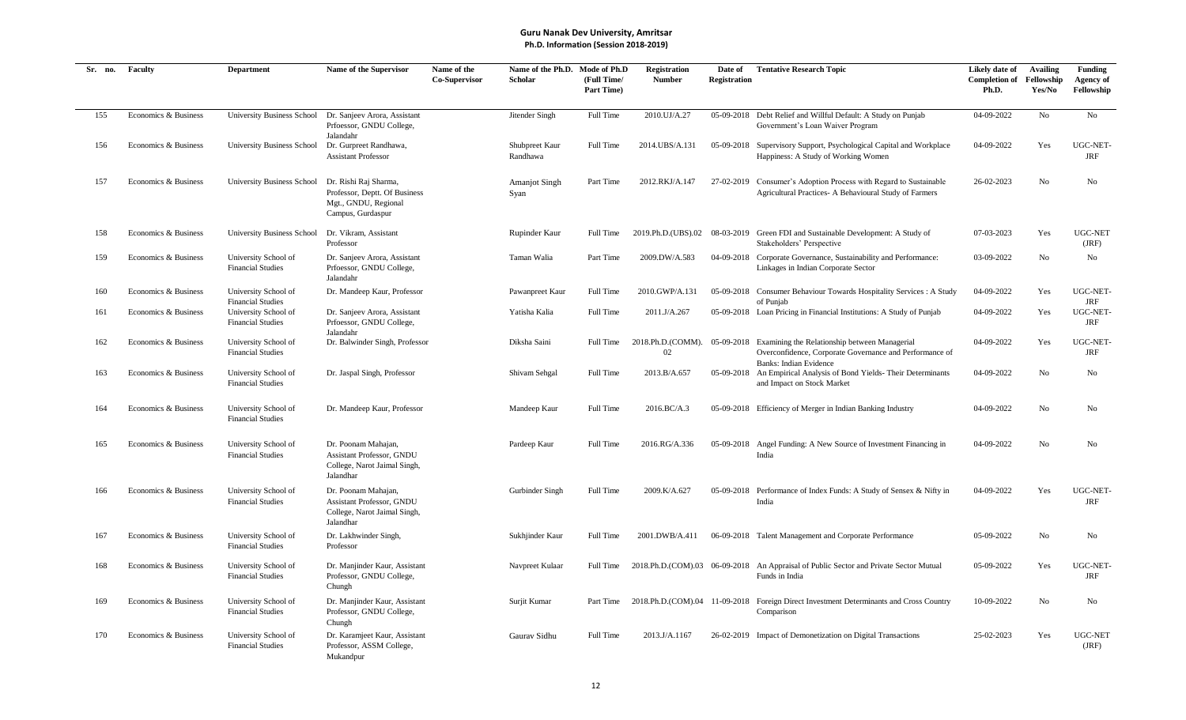# Guru Nanak Dev University, Amritsar

**Ph.D. Information (Session 2018-2019)**

| Sr. no. | Faculty | Department | Name of the Supervisor | Name of the Co-Supervisor | Name of the Ph.D. Scholar | Mode of Ph.D (Full Time/ Part Time) | Registration Number | Date of Registration | Tentative Research Topic | Likely date of Completion of Ph.D. | Availing Fellowship Yes/No | Funding Agency of Fellowship |
|---|---|---|---|---|---|---|---|---|---|---|---|---|
| 155 | Economics & Business | University Business School | Dr. Sanjeev Arora, Assistant Prfoessor, GNDU College, Jalandahr | | Jitender Singh | Full Time | 2010.UJ/A.27 | 05-09-2018 | Debt Relief and Willful Default: A Study on Punjab Government's Loan Waiver Program | 04-09-2022 | No | No |
| 156 | Economics & Business | University Business School | Dr. Gurpreet Randhawa, Assistant Professor | | Shubpreet Kaur Randhawa | Full Time | 2014.UBS/A.131 | 05-09-2018 | Supervisory Support, Psychological Capital and Workplace Happiness: A Study of Working Women | 04-09-2022 | Yes | UGC-NET-JRF |
| 157 | Economics & Business | University Business School | Dr. Rishi Raj Sharma, Professor, Deptt. Of Business Mgt., GNDU, Regional Campus, Gurdaspur | | Amanjot Singh Syan | Part Time | 2012.RKJ/A.147 | 27-02-2019 | Consumer's Adoption Process with Regard to Sustainable Agricultural Practices- A Behavioural Study of Farmers | 26-02-2023 | No | No |
| 158 | Economics & Business | University Business School | Dr. Vikram, Assistant Professor | | Rupinder Kaur | Full Time | 2019.Ph.D.(UBS).02 | 08-03-2019 | Green FDI and Sustainable Development: A Study of Stakeholders' Perspective | 07-03-2023 | Yes | UGC-NET (JRF) |
| 159 | Economics & Business | University School of Financial Studies | Dr. Sanjeev Arora, Assistant Prfoessor, GNDU College, Jalandahr | | Taman Walia | Part Time | 2009.DW/A.583 | 04-09-2018 | Corporate Governance, Sustainability and Performance: Linkages in Indian Corporate Sector | 03-09-2022 | No | No |
| 160 | Economics & Business | University School of Financial Studies | Dr. Mandeep Kaur, Professor | | Pawanpreet Kaur | Full Time | 2010.GWP/A.131 | 05-09-2018 | Consumer Behaviour Towards Hospitality Services : A Study of Punjab | 04-09-2022 | Yes | UGC-NET-JRF |
| 161 | Economics & Business | University School of Financial Studies | Dr. Sanjeev Arora, Assistant Prfoessor, GNDU College, Jalandahr | | Yatisha Kalia | Full Time | 2011.J/A.267 | 05-09-2018 | Loan Pricing in Financial Institutions: A Study of Punjab | 04-09-2022 | Yes | UGC-NET-JRF |
| 162 | Economics & Business | University School of Financial Studies | Dr. Balwinder Singh, Professor | | Diksha Saini | Full Time | 2018.Ph.D.(COMM).02 | 05-09-2018 | Examining the Relationship between Managerial Overconfidence, Corporate Governance and Performance of Banks: Indian Evidence | 04-09-2022 | Yes | UGC-NET-JRF |
| 163 | Economics & Business | University School of Financial Studies | Dr. Jaspal Singh, Professor | | Shivam Sehgal | Full Time | 2013.B/A.657 | 05-09-2018 | An Empirical Analysis of Bond Yields- Their Determinants and Impact on Stock Market | 04-09-2022 | No | No |
| 164 | Economics & Business | University School of Financial Studies | Dr. Mandeep Kaur, Professor | | Mandeep Kaur | Full Time | 2016.BC/A.3 | 05-09-2018 | Efficiency of Merger in Indian Banking Industry | 04-09-2022 | No | No |
| 165 | Economics & Business | University School of Financial Studies | Dr. Poonam Mahajan, Assistant Professor, GNDU College, Narot Jaimal Singh, Jalandhar | | Pardeep Kaur | Full Time | 2016.RG/A.336 | 05-09-2018 | Angel Funding: A New Source of Investment Financing in India | 04-09-2022 | No | No |
| 166 | Economics & Business | University School of Financial Studies | Dr. Poonam Mahajan, Assistant Professor, GNDU College, Narot Jaimal Singh, Jalandhar | | Gurbinder Singh | Full Time | 2009.K/A.627 | 05-09-2018 | Performance of Index Funds: A Study of Sensex & Nifty in India | 04-09-2022 | Yes | UGC-NET-JRF |
| 167 | Economics & Business | University School of Financial Studies | Dr. Lakhwinder Singh, Professor | | Sukhjinder Kaur | Full Time | 2001.DWB/A.411 | 06-09-2018 | Talent Management and Corporate Performance | 05-09-2022 | No | No |
| 168 | Economics & Business | University School of Financial Studies | Dr. Manjinder Kaur, Assistant Professor, GNDU College, Chungh | | Navpreet Kulaar | Full Time | 2018.Ph.D.(COM).03 | 06-09-2018 | An Appraisal of Public Sector and Private Sector Mutual Funds in India | 05-09-2022 | Yes | UGC-NET-JRF |
| 169 | Economics & Business | University School of Financial Studies | Dr. Manjinder Kaur, Assistant Professor, GNDU College, Chungh | | Surjit Kumar | Part Time | 2018.Ph.D.(COM).04 | 11-09-2018 | Foreign Direct Investment Determinants and Cross Country Comparison | 10-09-2022 | No | No |
| 170 | Economics & Business | University School of Financial Studies | Dr. Karamjeet Kaur, Assistant Professor, ASSM College, Mukandpur | | Gaurav Sidhu | Full Time | 2013.J/A.1167 | 26-02-2019 | Impact of Demonetization on Digital Transactions | 25-02-2023 | Yes | UGC-NET (JRF) |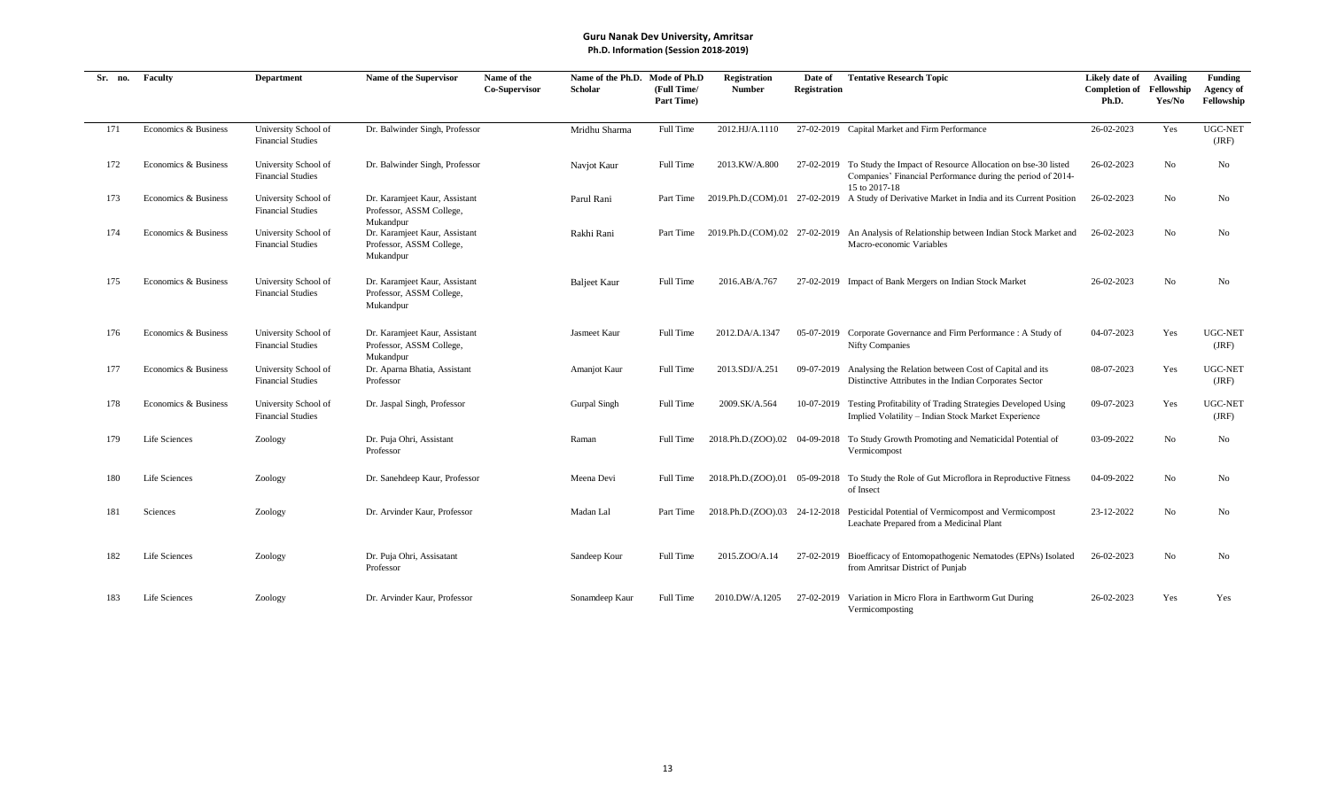**Guru Nanak Dev University, Amritsar**
**Ph.D. Information (Session 2018-2019)**

| Sr. no. | Faculty | Department | Name of the Supervisor | Name of the Co-Supervisor | Name of the Ph.D. Scholar | Mode of Ph.D (Full Time/ Part Time) | Registration Number | Date of Registration | Tentative Research Topic | Likely date of Completion of Ph.D. | Availing Fellowship Yes/No | Funding Agency of Fellowship |
|---|---|---|---|---|---|---|---|---|---|---|---|---|
| 171 | Economics & Business | University School of Financial Studies | Dr. Balwinder Singh, Professor | | Mridhu Sharma | Full Time | 2012.HJ/A.1110 | 27-02-2019 | Capital Market and Firm Performance | 26-02-2023 | Yes | UGC-NET (JRF) |
| 172 | Economics & Business | University School of Financial Studies | Dr. Balwinder Singh, Professor | | Navjot Kaur | Full Time | 2013.KW/A.800 | 27-02-2019 | To Study the Impact of Resource Allocation on bse-30 listed Companies' Financial Performance during the period of 2014-15 to 2017-18 | 26-02-2023 | No | No |
| 173 | Economics & Business | University School of Financial Studies | Dr. Karamjeet Kaur, Assistant Professor, ASSM College, Mukandpur | | Parul Rani | Part Time | 2019.Ph.D.(COM).01 | 27-02-2019 | A Study of Derivative Market in India and its Current Position | 26-02-2023 | No | No |
| 174 | Economics & Business | University School of Financial Studies | Dr. Karamjeet Kaur, Assistant Professor, ASSM College, Mukandpur | | Rakhi Rani | Part Time | 2019.Ph.D.(COM).02 | 27-02-2019 | An Analysis of Relationship between Indian Stock Market and Macro-economic Variables | 26-02-2023 | No | No |
| 175 | Economics & Business | University School of Financial Studies | Dr. Karamjeet Kaur, Assistant Professor, ASSM College, Mukandpur | | Baljeet Kaur | Full Time | 2016.AB/A.767 | 27-02-2019 | Impact of Bank Mergers on Indian Stock Market | 26-02-2023 | No | No |
| 176 | Economics & Business | University School of Financial Studies | Dr. Karamjeet Kaur, Assistant Professor, ASSM College, Mukandpur | | Jasmeet Kaur | Full Time | 2012.DA/A.1347 | 05-07-2019 | Corporate Governance and Firm Performance : A Study of Nifty Companies | 04-07-2023 | Yes | UGC-NET (JRF) |
| 177 | Economics & Business | University School of Financial Studies | Dr. Aparna Bhatia, Assistant Professor | | Amanjot Kaur | Full Time | 2013.SDJ/A.251 | 09-07-2019 | Analysing the Relation between Cost of Capital and its Distinctive Attributes in the Indian Corporates Sector | 08-07-2023 | Yes | UGC-NET (JRF) |
| 178 | Economics & Business | University School of Financial Studies | Dr. Jaspal Singh, Professor | | Gurpal Singh | Full Time | 2009.SK/A.564 | 10-07-2019 | Testing Profitability of Trading Strategies Developed Using Implied Volatility – Indian Stock Market Experience | 09-07-2023 | Yes | UGC-NET (JRF) |
| 179 | Life Sciences | Zoology | Dr. Puja Ohri, Assistant Professor | | Raman | Full Time | 2018.Ph.D.(ZOO).02 | 04-09-2018 | To Study Growth Promoting and Nematicidal Potential of Vermicompost | 03-09-2022 | No | No |
| 180 | Life Sciences | Zoology | Dr. Sanehdeep Kaur, Professor | | Meena Devi | Full Time | 2018.Ph.D.(ZOO).01 | 05-09-2018 | To Study the Role of Gut Microflora in Reproductive Fitness of Insect | 04-09-2022 | No | No |
| 181 | Sciences | Zoology | Dr. Arvinder Kaur, Professor | | Madan Lal | Part Time | 2018.Ph.D.(ZOO).03 | 24-12-2018 | Pesticidal Potential of Vermicompost and Vermicompost Leachate Prepared from a Medicinal Plant | 23-12-2022 | No | No |
| 182 | Life Sciences | Zoology | Dr. Puja Ohri, Assisatant Professor | | Sandeep Kour | Full Time | 2015.ZOO/A.14 | 27-02-2019 | Bioefficacy of Entomopathogenic Nematodes (EPNs) Isolated from Amritsar District of Punjab | 26-02-2023 | No | No |
| 183 | Life Sciences | Zoology | Dr. Arvinder Kaur, Professor | | Sonamdeep Kaur | Full Time | 2010.DW/A.1205 | 27-02-2019 | Variation in Micro Flora in Earthworm Gut During Vermicomposting | 26-02-2023 | Yes | Yes |